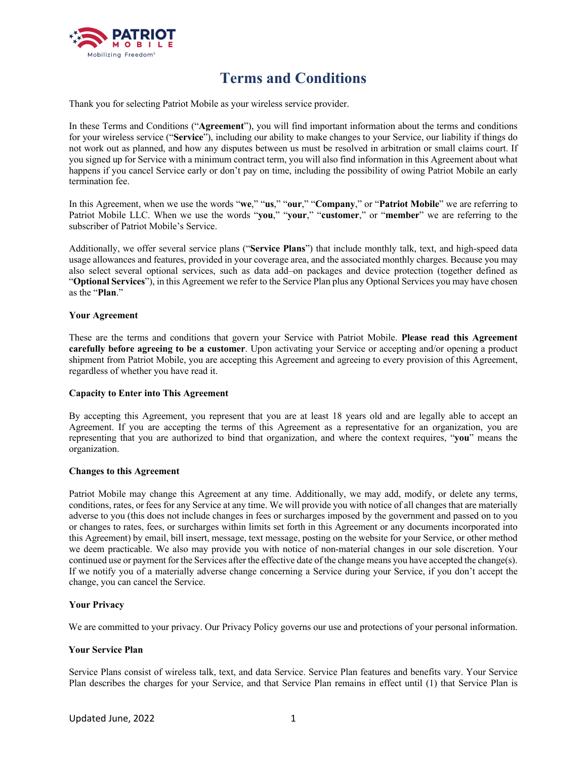# Terms and Conditions

Thank you for selecting Patriot Mobile as your wireless service provider.

In these Terms and Conditions ("**Agreement**"), you will find important information about the terms and conditions for your wireless service ("**Service**"), including our ability to make changes to your Service, our liability if things do not work out as planned, and how any disputes between us must be resolved in arbitration or small claims court. If you signed up for Service with a minimum contract term, you will also find information in this Agreement about what happens if you cancel Service early or don't pay on time, including the possibility of owing Patriot Mobile an early termination fee.

In this Agreement, when we use the words "**we**," "**us**," "**our**," "**Company**," or "**Patriot Mobile**" we are referring to Patriot Mobile LLC. When we use the words "**you**," "**your**," "**customer**," or "**member**" we are referring to the subscriber of Patriot Mobile's Service.

Additionally, we offer several service plans ("**Service Plans**") that include monthly talk, text, and high-speed data usage allowances and features, provided in your coverage area, and the associated monthly charges. Because you may also select several optional services, such as data add–on packages and device protection (together defined as "**Optional Services**"), in this Agreement we refer to the Service Plan plus any Optional Services you may have chosen as the "**Plan**."

### Your Agreement

These are the terms and conditions that govern your Service with Patriot Mobile. **Please read this Agreement carefully before agreeing to be a customer**. Upon activating your Service or accepting and/or opening a product shipment from Patriot Mobile, you are accepting this Agreement and agreeing to every provision of this Agreement, regardless of whether you have read it.

### Capacity to Enter into This Agreement

By accepting this Agreement, you represent that you are at least 18 years old and are legally able to accept an Agreement. If you are accepting the terms of this Agreement as a representative for an organization, you are representing that you are authorized to bind that organization, and where the context requires, "**you**" means the organization.

### Changes to this Agreement

Patriot Mobile may change this Agreement at any time. Additionally, we may add, modify, or delete any terms, conditions, rates, or fees for any Service at any time. We will provide you with notice of all changes that are materially adverse to you (this does not include changes in fees or surcharges imposed by the government and passed on to you or changes to rates, fees, or surcharges within limits set forth in this Agreement or any documents incorporated into this Agreement) by email, bill insert, message, text message, posting on the website for your Service, or other method we deem practicable. We also may provide you with notice of non-material changes in our sole discretion. Your continued use or payment for the Services after the effective date of the change means you have accepted the change(s). If we notify you of a materially adverse change concerning a Service during your Service, if you don't accept the change, you can cancel the Service.

### Your Privacy

We are committed to your privacy. Our Privacy Policy governs our use and protections of your personal information.

### Your Service Plan

Service Plans consist of wireless talk, text, and data Service. Service Plan features and benefits vary. Your Service Plan describes the charges for your Service, and that Service Plan remains in effect until (1) that Service Plan is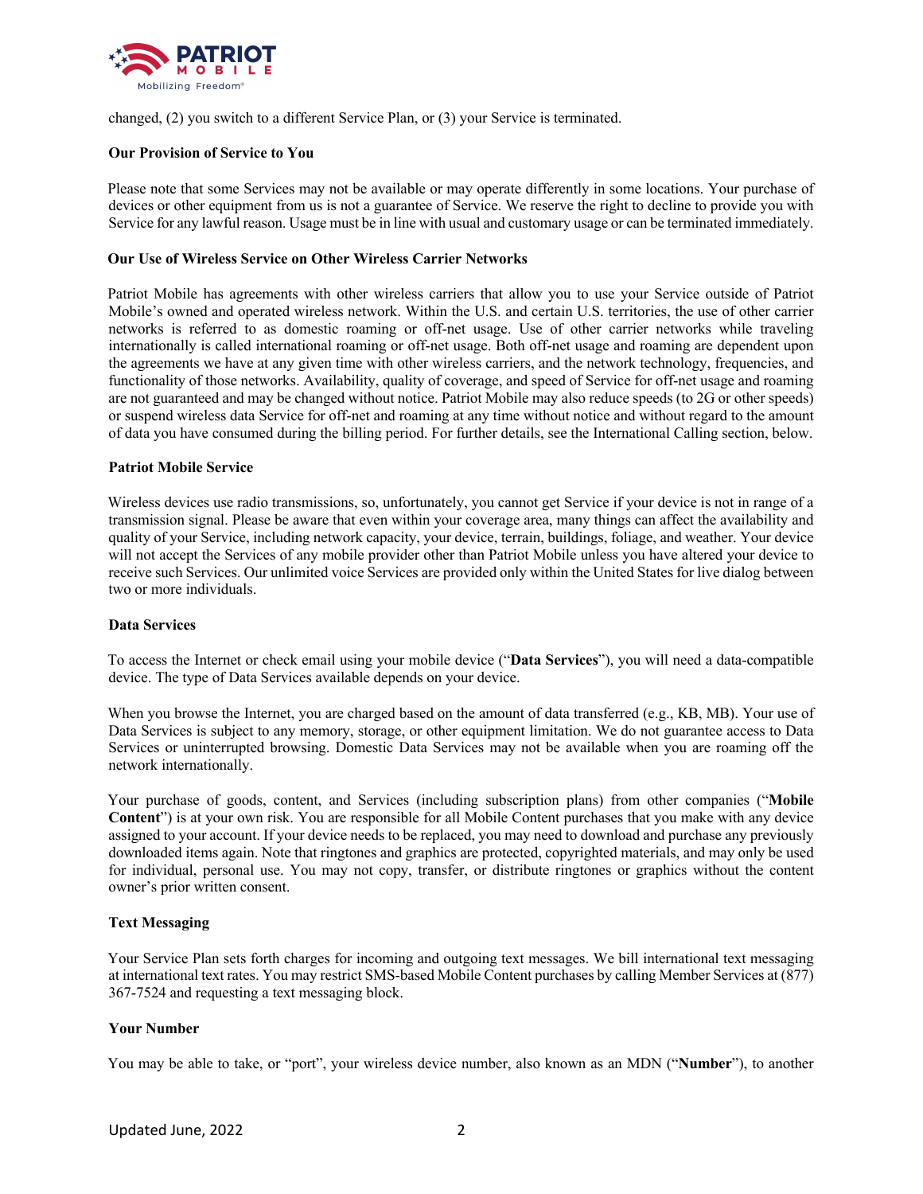changed, (2) you switch to a different Service Plan, or (3) your Service is terminated.

**Our Provision of Service to You**

Please note that some Services may not be available or may operate differently in some locations. Your purchase of devices or other equipment from us is not a guarantee of Service. We reserve the right to decline to provide you with Service for any lawful reason. Usage must be in line with usual and customary usage or can be terminated immediately.

**Our Use of Wireless Service on Other Wireless Carrier Networks**

Patriot Mobile has agreements with other wireless carriers that allow you to use your Service outside of Patriot Mobile's owned and operated wireless network. Within the U.S. and certain U.S. territories, the use of other carrier networks is referred to as domestic roaming or off-net usage. Use of other carrier networks while traveling internationally is called international roaming or off-net usage. Both off-net usage and roaming are dependent upon the agreements we have at any given time with other wireless carriers, and the network technology, frequencies, and functionality of those networks. Availability, quality of coverage, and speed of Service for off-net usage and roaming are not guaranteed and may be changed without notice. Patriot Mobile may also reduce speeds (to 2G or other speeds) or suspend wireless data Service for off-net and roaming at any time without notice and without regard to the amount of data you have consumed during the billing period. For further details, see the International Calling section, below.

**Patriot Mobile Service**

Wireless devices use radio transmissions, so, unfortunately, you cannot get Service if your device is not in range of a transmission signal. Please be aware that even within your coverage area, many things can affect the availability and quality of your Service, including network capacity, your device, terrain, buildings, foliage, and weather. Your device will not accept the Services of any mobile provider other than Patriot Mobile unless you have altered your device to receive such Services. Our unlimited voice Services are provided only within the United States for live dialog between two or more individuals.

**Data Services**

To access the Internet or check email using your mobile device ("**Data Services**"), you will need a data-compatible device. The type of Data Services available depends on your device.

When you browse the Internet, you are charged based on the amount of data transferred (e.g., KB, MB). Your use of Data Services is subject to any memory, storage, or other equipment limitation. We do not guarantee access to Data Services or uninterrupted browsing. Domestic Data Services may not be available when you are roaming off the network internationally.

Your purchase of goods, content, and Services (including subscription plans) from other companies ("**Mobile Content**") is at your own risk. You are responsible for all Mobile Content purchases that you make with any device assigned to your account. If your device needs to be replaced, you may need to download and purchase any previously downloaded items again. Note that ringtones and graphics are protected, copyrighted materials, and may only be used for individual, personal use. You may not copy, transfer, or distribute ringtones or graphics without the content owner's prior written consent.

**Text Messaging**

Your Service Plan sets forth charges for incoming and outgoing text messages. We bill international text messaging at international text rates. You may restrict SMS-based Mobile Content purchases by calling Member Services at (877) 367-7524 and requesting a text messaging block.

**Your Number**

You may be able to take, or "port", your wireless device number, also known as an MDN ("**Number**"), to another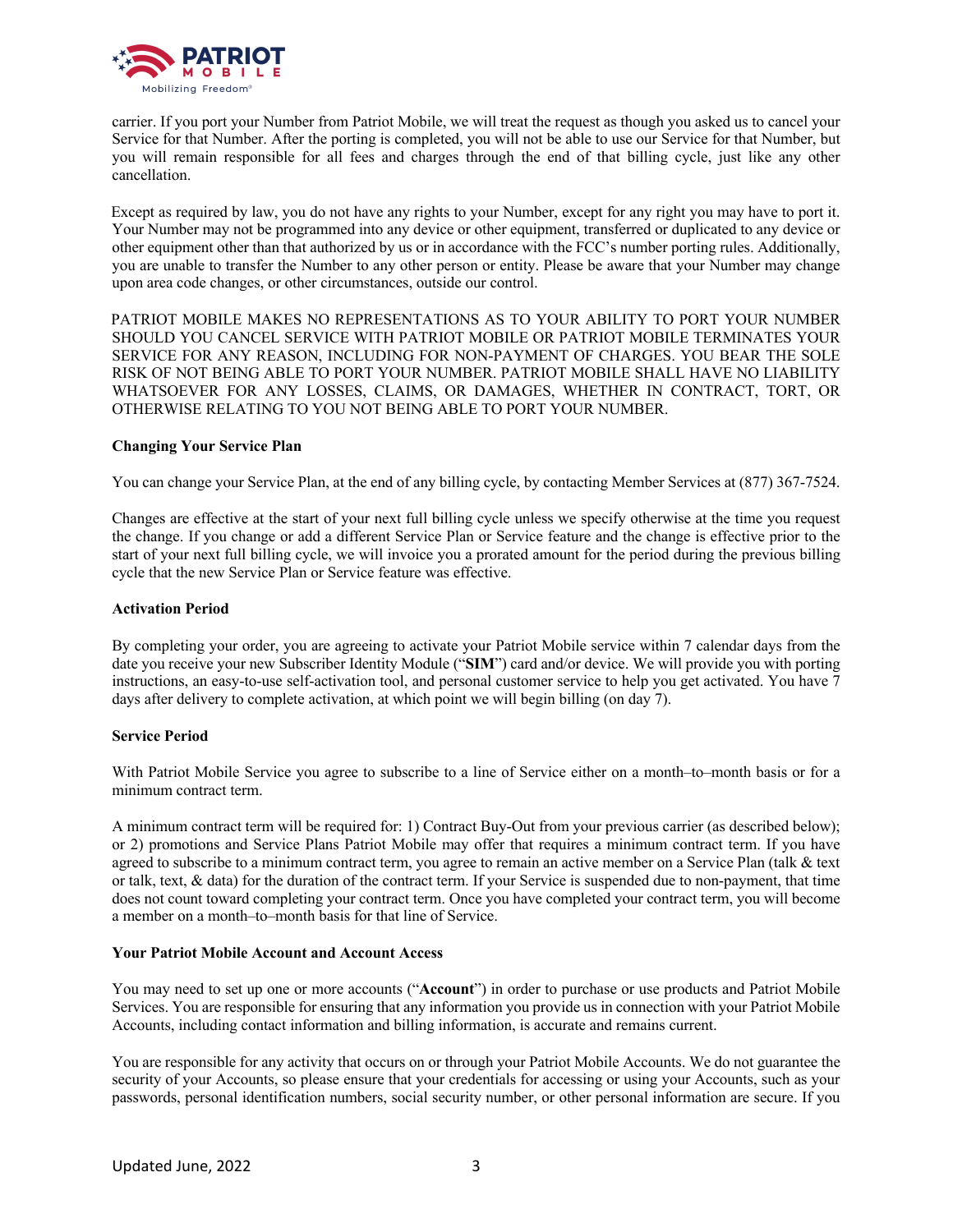carrier. If you port your Number from Patriot Mobile, we will treat the request as though you asked us to cancel your Service for that Number. After the porting is completed, you will not be able to use our Service for that Number, but you will remain responsible for all fees and charges through the end of that billing cycle, just like any other cancellation.

Except as required by law, you do not have any rights to your Number, except for any right you may have to port it. Your Number may not be programmed into any device or other equipment, transferred or duplicated to any device or other equipment other than that authorized by us or in accordance with the FCC's number porting rules. Additionally, you are unable to transfer the Number to any other person or entity. Please be aware that your Number may change upon area code changes, or other circumstances, outside our control.

PATRIOT MOBILE MAKES NO REPRESENTATIONS AS TO YOUR ABILITY TO PORT YOUR NUMBER SHOULD YOU CANCEL SERVICE WITH PATRIOT MOBILE OR PATRIOT MOBILE TERMINATES YOUR SERVICE FOR ANY REASON, INCLUDING FOR NON-PAYMENT OF CHARGES. YOU BEAR THE SOLE RISK OF NOT BEING ABLE TO PORT YOUR NUMBER. PATRIOT MOBILE SHALL HAVE NO LIABILITY WHATSOEVER FOR ANY LOSSES, CLAIMS, OR DAMAGES, WHETHER IN CONTRACT, TORT, OR OTHERWISE RELATING TO YOU NOT BEING ABLE TO PORT YOUR NUMBER.

**Changing Your Service Plan**

You can change your Service Plan, at the end of any billing cycle, by contacting Member Services at (877) 367-7524.

Changes are effective at the start of your next full billing cycle unless we specify otherwise at the time you request the change. If you change or add a different Service Plan or Service feature and the change is effective prior to the start of your next full billing cycle, we will invoice you a prorated amount for the period during the previous billing cycle that the new Service Plan or Service feature was effective.

**Activation Period**

By completing your order, you are agreeing to activate your Patriot Mobile service within 7 calendar days from the date you receive your new Subscriber Identity Module ("**SIM**") card and/or device. We will provide you with porting instructions, an easy-to-use self-activation tool, and personal customer service to help you get activated. You have 7 days after delivery to complete activation, at which point we will begin billing (on day 7).

**Service Period**

With Patriot Mobile Service you agree to subscribe to a line of Service either on a month–to–month basis or for a minimum contract term.

A minimum contract term will be required for: 1) Contract Buy-Out from your previous carrier (as described below); or 2) promotions and Service Plans Patriot Mobile may offer that requires a minimum contract term. If you have agreed to subscribe to a minimum contract term, you agree to remain an active member on a Service Plan (talk & text or talk, text, & data) for the duration of the contract term. If your Service is suspended due to non-payment, that time does not count toward completing your contract term. Once you have completed your contract term, you will become a member on a month–to–month basis for that line of Service.

**Your Patriot Mobile Account and Account Access**

You may need to set up one or more accounts ("**Account**") in order to purchase or use products and Patriot Mobile Services. You are responsible for ensuring that any information you provide us in connection with your Patriot Mobile Accounts, including contact information and billing information, is accurate and remains current.

You are responsible for any activity that occurs on or through your Patriot Mobile Accounts. We do not guarantee the security of your Accounts, so please ensure that your credentials for accessing or using your Accounts, such as your passwords, personal identification numbers, social security number, or other personal information are secure. If you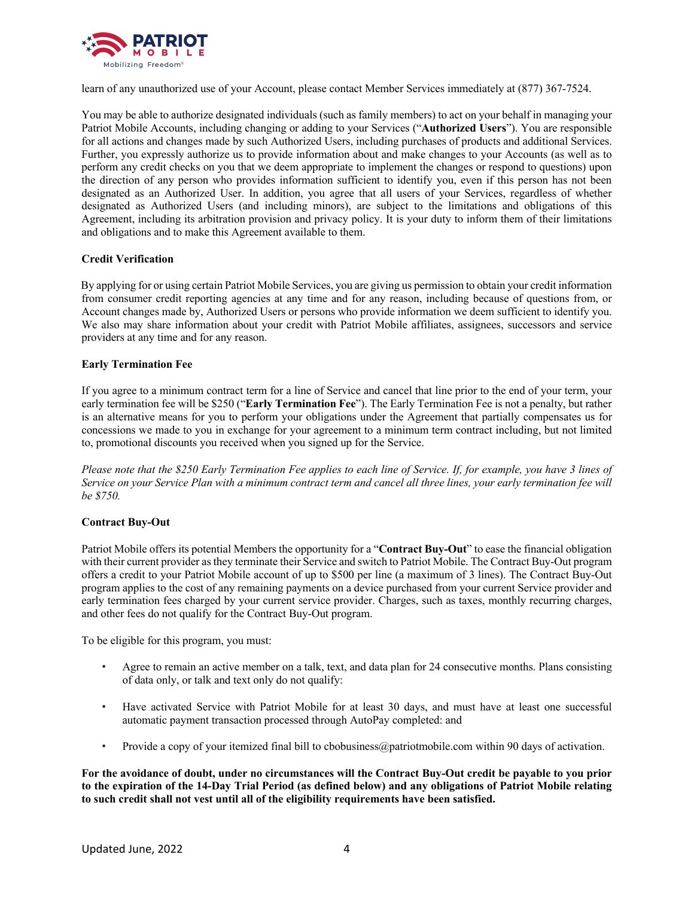learn of any unauthorized use of your Account, please contact Member Services immediately at (877) 367-7524.

You may be able to authorize designated individuals (such as family members) to act on your behalf in managing your Patriot Mobile Accounts, including changing or adding to your Services ("**Authorized Users**"). You are responsible for all actions and changes made by such Authorized Users, including purchases of products and additional Services. Further, you expressly authorize us to provide information about and make changes to your Accounts (as well as to perform any credit checks on you that we deem appropriate to implement the changes or respond to questions) upon the direction of any person who provides information sufficient to identify you, even if this person has not been designated as an Authorized User. In addition, you agree that all users of your Services, regardless of whether designated as Authorized Users (and including minors), are subject to the limitations and obligations of this Agreement, including its arbitration provision and privacy policy. It is your duty to inform them of their limitations and obligations and to make this Agreement available to them.

**Credit Verification**

By applying for or using certain Patriot Mobile Services, you are giving us permission to obtain your credit information from consumer credit reporting agencies at any time and for any reason, including because of questions from, or Account changes made by, Authorized Users or persons who provide information we deem sufficient to identify you. We also may share information about your credit with Patriot Mobile affiliates, assignees, successors and service providers at any time and for any reason.

**Early Termination Fee**

If you agree to a minimum contract term for a line of Service and cancel that line prior to the end of your term, your early termination fee will be $250 ("**Early Termination Fee**"). The Early Termination Fee is not a penalty, but rather is an alternative means for you to perform your obligations under the Agreement that partially compensates us for concessions we made to you in exchange for your agreement to a minimum term contract including, but not limited to, promotional discounts you received when you signed up for the Service.

*Please note that the $250 Early Termination Fee applies to each line of Service. If, for example, you have 3 lines of Service on your Service Plan with a minimum contract term and cancel all three lines, your early termination fee will be $750.*

**Contract Buy-Out**

Patriot Mobile offers its potential Members the opportunity for a "**Contract Buy-Out**" to ease the financial obligation with their current provider as they terminate their Service and switch to Patriot Mobile. The Contract Buy-Out program offers a credit to your Patriot Mobile account of up to $500 per line (a maximum of 3 lines). The Contract Buy-Out program applies to the cost of any remaining payments on a device purchased from your current Service provider and early termination fees charged by your current service provider. Charges, such as taxes, monthly recurring charges, and other fees do not qualify for the Contract Buy-Out program.

To be eligible for this program, you must:

- Agree to remain an active member on a talk, text, and data plan for 24 consecutive months. Plans consisting of data only, or talk and text only do not qualify:
- Have activated Service with Patriot Mobile for at least 30 days, and must have at least one successful automatic payment transaction processed through AutoPay completed: and
- Provide a copy of your itemized final bill to cbobusiness@patriotmobile.com within 90 days of activation.

**For the avoidance of doubt, under no circumstances will the Contract Buy-Out credit be payable to you prior to the expiration of the 14-Day Trial Period (as defined below) and any obligations of Patriot Mobile relating to such credit shall not vest until all of the eligibility requirements have been satisfied.**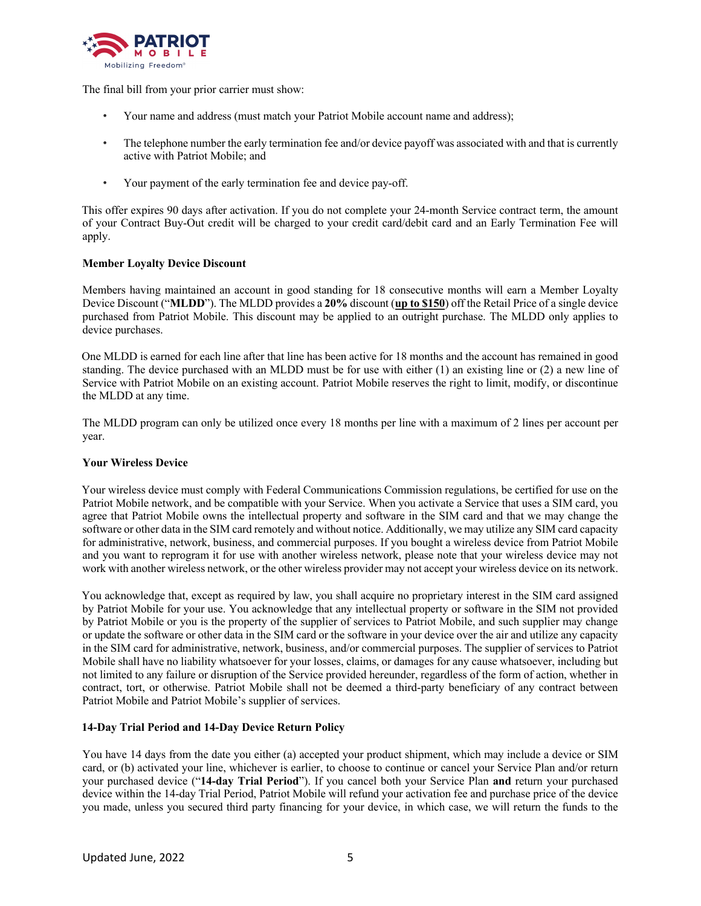The final bill from your prior carrier must show:

- Your name and address (must match your Patriot Mobile account name and address);
- The telephone number the early termination fee and/or device payoff was associated with and that is currently active with Patriot Mobile; and
- Your payment of the early termination fee and device pay-off.

This offer expires 90 days after activation. If you do not complete your 24-month Service contract term, the amount of your Contract Buy-Out credit will be charged to your credit card/debit card and an Early Termination Fee will apply.

**Member Loyalty Device Discount**

Members having maintained an account in good standing for 18 consecutive months will earn a Member Loyalty Device Discount ("**MLDD**"). The MLDD provides a **20%** discount (**up to $150**) off the Retail Price of a single device purchased from Patriot Mobile. This discount may be applied to an outright purchase. The MLDD only applies to device purchases.

One MLDD is earned for each line after that line has been active for 18 months and the account has remained in good standing. The device purchased with an MLDD must be for use with either (1) an existing line or (2) a new line of Service with Patriot Mobile on an existing account. Patriot Mobile reserves the right to limit, modify, or discontinue the MLDD at any time.

The MLDD program can only be utilized once every 18 months per line with a maximum of 2 lines per account per year.

**Your Wireless Device**

Your wireless device must comply with Federal Communications Commission regulations, be certified for use on the Patriot Mobile network, and be compatible with your Service. When you activate a Service that uses a SIM card, you agree that Patriot Mobile owns the intellectual property and software in the SIM card and that we may change the software or other data in the SIM card remotely and without notice. Additionally, we may utilize any SIM card capacity for administrative, network, business, and commercial purposes. If you bought a wireless device from Patriot Mobile and you want to reprogram it for use with another wireless network, please note that your wireless device may not work with another wireless network, or the other wireless provider may not accept your wireless device on its network.

You acknowledge that, except as required by law, you shall acquire no proprietary interest in the SIM card assigned by Patriot Mobile for your use. You acknowledge that any intellectual property or software in the SIM not provided by Patriot Mobile or you is the property of the supplier of services to Patriot Mobile, and such supplier may change or update the software or other data in the SIM card or the software in your device over the air and utilize any capacity in the SIM card for administrative, network, business, and/or commercial purposes. The supplier of services to Patriot Mobile shall have no liability whatsoever for your losses, claims, or damages for any cause whatsoever, including but not limited to any failure or disruption of the Service provided hereunder, regardless of the form of action, whether in contract, tort, or otherwise. Patriot Mobile shall not be deemed a third-party beneficiary of any contract between Patriot Mobile and Patriot Mobile's supplier of services.

**14-Day Trial Period and 14-Day Device Return Policy**

You have 14 days from the date you either (a) accepted your product shipment, which may include a device or SIM card, or (b) activated your line, whichever is earlier, to choose to continue or cancel your Service Plan and/or return your purchased device ("**14-day Trial Period**"). If you cancel both your Service Plan **and** return your purchased device within the 14-day Trial Period, Patriot Mobile will refund your activation fee and purchase price of the device you made, unless you secured third party financing for your device, in which case, we will return the funds to the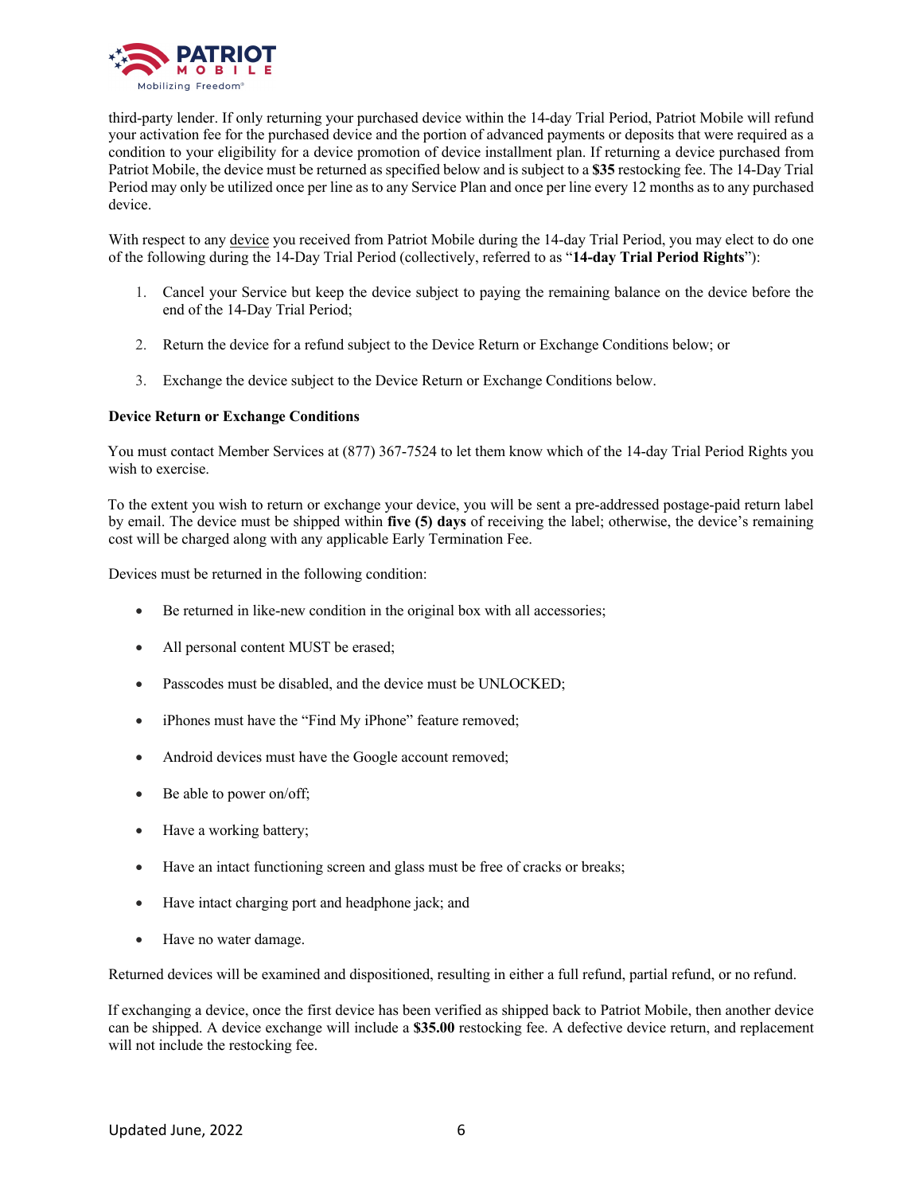third-party lender. If only returning your purchased device within the 14-day Trial Period, Patriot Mobile will refund your activation fee for the purchased device and the portion of advanced payments or deposits that were required as a condition to your eligibility for a device promotion of device installment plan. If returning a device purchased from Patriot Mobile, the device must be returned as specified below and is subject to a **$35** restocking fee. The 14-Day Trial Period may only be utilized once per line as to any Service Plan and once per line every 12 months as to any purchased device.

With respect to any device you received from Patriot Mobile during the 14-day Trial Period, you may elect to do one of the following during the 14-Day Trial Period (collectively, referred to as "**14-day Trial Period Rights**"):

1. Cancel your Service but keep the device subject to paying the remaining balance on the device before the end of the 14-Day Trial Period;

2. Return the device for a refund subject to the Device Return or Exchange Conditions below; or

3. Exchange the device subject to the Device Return or Exchange Conditions below.

**Device Return or Exchange Conditions**

You must contact Member Services at (877) 367-7524 to let them know which of the 14-day Trial Period Rights you wish to exercise.

To the extent you wish to return or exchange your device, you will be sent a pre-addressed postage-paid return label by email. The device must be shipped within **five (5) days** of receiving the label; otherwise, the device's remaining cost will be charged along with any applicable Early Termination Fee.

Devices must be returned in the following condition:

- Be returned in like-new condition in the original box with all accessories;
- All personal content MUST be erased;
- Passcodes must be disabled, and the device must be UNLOCKED;
- iPhones must have the "Find My iPhone" feature removed;
- Android devices must have the Google account removed;
- Be able to power on/off;
- Have a working battery;
- Have an intact functioning screen and glass must be free of cracks or breaks;
- Have intact charging port and headphone jack; and
- Have no water damage.

Returned devices will be examined and dispositioned, resulting in either a full refund, partial refund, or no refund.

If exchanging a device, once the first device has been verified as shipped back to Patriot Mobile, then another device can be shipped. A device exchange will include a **$35.00** restocking fee. A defective device return, and replacement will not include the restocking fee.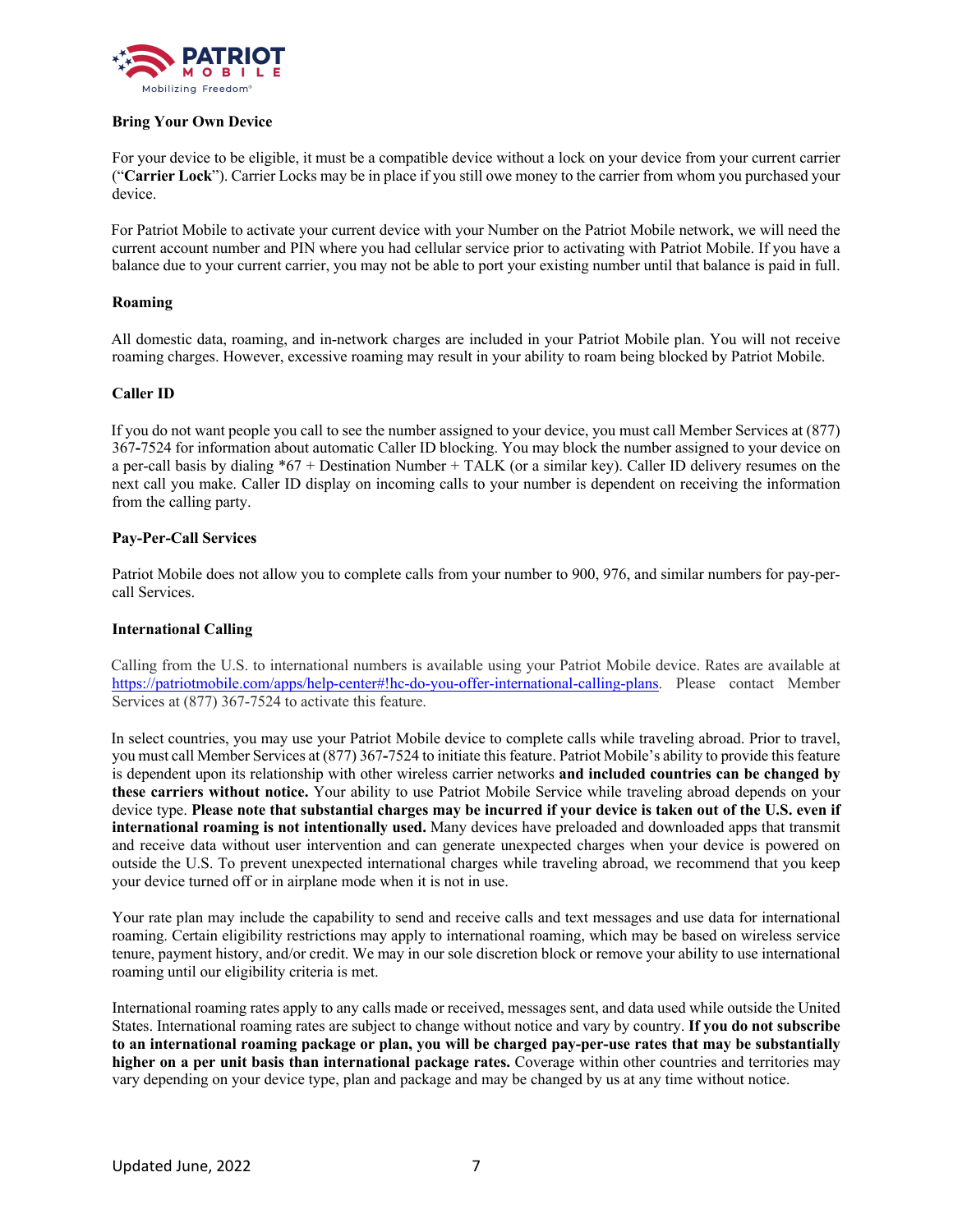## Bring Your Own Device

For your device to be eligible, it must be a compatible device without a lock on your device from your current carrier ("**Carrier Lock**"). Carrier Locks may be in place if you still owe money to the carrier from whom you purchased your device.

For Patriot Mobile to activate your current device with your Number on the Patriot Mobile network, we will need the current account number and PIN where you had cellular service prior to activating with Patriot Mobile. If you have a balance due to your current carrier, you may not be able to port your existing number until that balance is paid in full.

## Roaming

All domestic data, roaming, and in-network charges are included in your Patriot Mobile plan. You will not receive roaming charges. However, excessive roaming may result in your ability to roam being blocked by Patriot Mobile.

## Caller ID

If you do not want people you call to see the number assigned to your device, you must call Member Services at (877) 367-7524 for information about automatic Caller ID blocking. You may block the number assigned to your device on a per-call basis by dialing *67 + Destination Number + TALK (or a similar key). Caller ID delivery resumes on the next call you make. Caller ID display on incoming calls to your number is dependent on receiving the information from the calling party.

## Pay-Per-Call Services

Patriot Mobile does not allow you to complete calls from your number to 900, 976, and similar numbers for pay-per-call Services.

## International Calling

Calling from the U.S. to international numbers is available using your Patriot Mobile device. Rates are available at [https://patriotmobile.com/apps/help-center#!hc-do-you-offer-international-calling-plans](https://patriotmobile.com/apps/help-center#!hc-do-you-offer-international-calling-plans). Please contact Member Services at (877) 367-7524 to activate this feature.

In select countries, you may use your Patriot Mobile device to complete calls while traveling abroad. Prior to travel, you must call Member Services at (877) 367-7524 to initiate this feature. Patriot Mobile's ability to provide this feature is dependent upon its relationship with other wireless carrier networks **and included countries can be changed by these carriers without notice.** Your ability to use Patriot Mobile Service while traveling abroad depends on your device type. **Please note that substantial charges may be incurred if your device is taken out of the U.S. even if international roaming is not intentionally used.** Many devices have preloaded and downloaded apps that transmit and receive data without user intervention and can generate unexpected charges when your device is powered on outside the U.S. To prevent unexpected international charges while traveling abroad, we recommend that you keep your device turned off or in airplane mode when it is not in use.

Your rate plan may include the capability to send and receive calls and text messages and use data for international roaming. Certain eligibility restrictions may apply to international roaming, which may be based on wireless service tenure, payment history, and/or credit. We may in our sole discretion block or remove your ability to use international roaming until our eligibility criteria is met.

International roaming rates apply to any calls made or received, messages sent, and data used while outside the United States. International roaming rates are subject to change without notice and vary by country. **If you do not subscribe to an international roaming package or plan, you will be charged pay-per-use rates that may be substantially higher on a per unit basis than international package rates.** Coverage within other countries and territories may vary depending on your device type, plan and package and may be changed by us at any time without notice.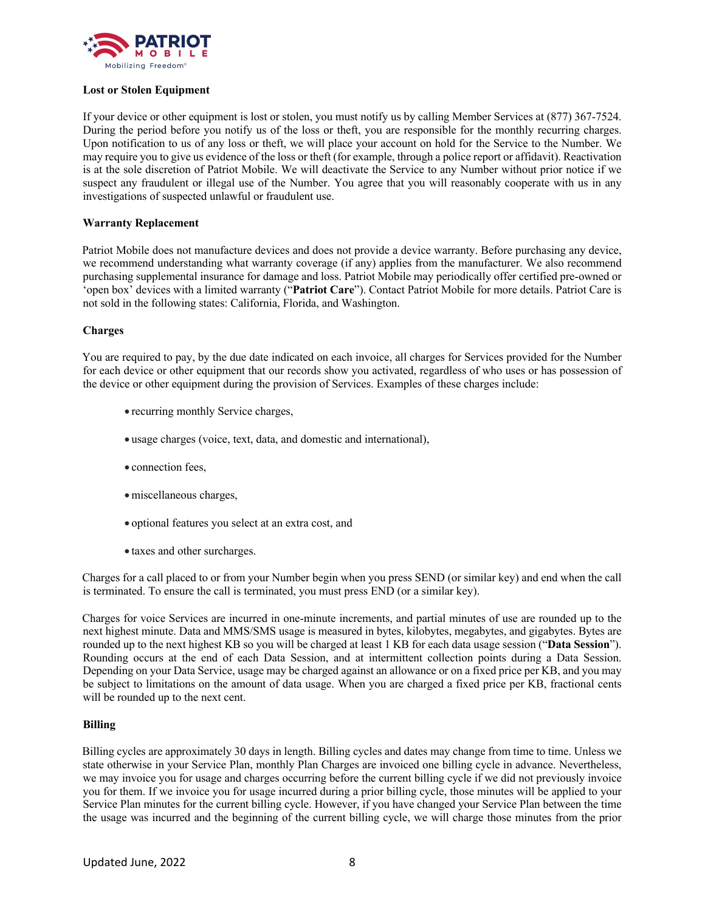**Lost or Stolen Equipment**

If your device or other equipment is lost or stolen, you must notify us by calling Member Services at (877) 367-7524. During the period before you notify us of the loss or theft, you are responsible for the monthly recurring charges. Upon notification to us of any loss or theft, we will place your account on hold for the Service to the Number. We may require you to give us evidence of the loss or theft (for example, through a police report or affidavit). Reactivation is at the sole discretion of Patriot Mobile. We will deactivate the Service to any Number without prior notice if we suspect any fraudulent or illegal use of the Number. You agree that you will reasonably cooperate with us in any investigations of suspected unlawful or fraudulent use.

**Warranty Replacement**

Patriot Mobile does not manufacture devices and does not provide a device warranty. Before purchasing any device, we recommend understanding what warranty coverage (if any) applies from the manufacturer. We also recommend purchasing supplemental insurance for damage and loss. Patriot Mobile may periodically offer certified pre-owned or 'open box' devices with a limited warranty ("**Patriot Care**"). Contact Patriot Mobile for more details. Patriot Care is not sold in the following states: California, Florida, and Washington.

**Charges**

You are required to pay, by the due date indicated on each invoice, all charges for Services provided for the Number for each device or other equipment that our records show you activated, regardless of who uses or has possession of the device or other equipment during the provision of Services. Examples of these charges include:

- recurring monthly Service charges,
- usage charges (voice, text, data, and domestic and international),
- connection fees,
- miscellaneous charges,
- optional features you select at an extra cost, and
- taxes and other surcharges.

Charges for a call placed to or from your Number begin when you press SEND (or similar key) and end when the call is terminated. To ensure the call is terminated, you must press END (or a similar key).

Charges for voice Services are incurred in one-minute increments, and partial minutes of use are rounded up to the next highest minute. Data and MMS/SMS usage is measured in bytes, kilobytes, megabytes, and gigabytes. Bytes are rounded up to the next highest KB so you will be charged at least 1 KB for each data usage session ("**Data Session**"). Rounding occurs at the end of each Data Session, and at intermittent collection points during a Data Session. Depending on your Data Service, usage may be charged against an allowance or on a fixed price per KB, and you may be subject to limitations on the amount of data usage. When you are charged a fixed price per KB, fractional cents will be rounded up to the next cent.

**Billing**

Billing cycles are approximately 30 days in length. Billing cycles and dates may change from time to time. Unless we state otherwise in your Service Plan, monthly Plan Charges are invoiced one billing cycle in advance. Nevertheless, we may invoice you for usage and charges occurring before the current billing cycle if we did not previously invoice you for them. If we invoice you for usage incurred during a prior billing cycle, those minutes will be applied to your Service Plan minutes for the current billing cycle. However, if you have changed your Service Plan between the time the usage was incurred and the beginning of the current billing cycle, we will charge those minutes from the prior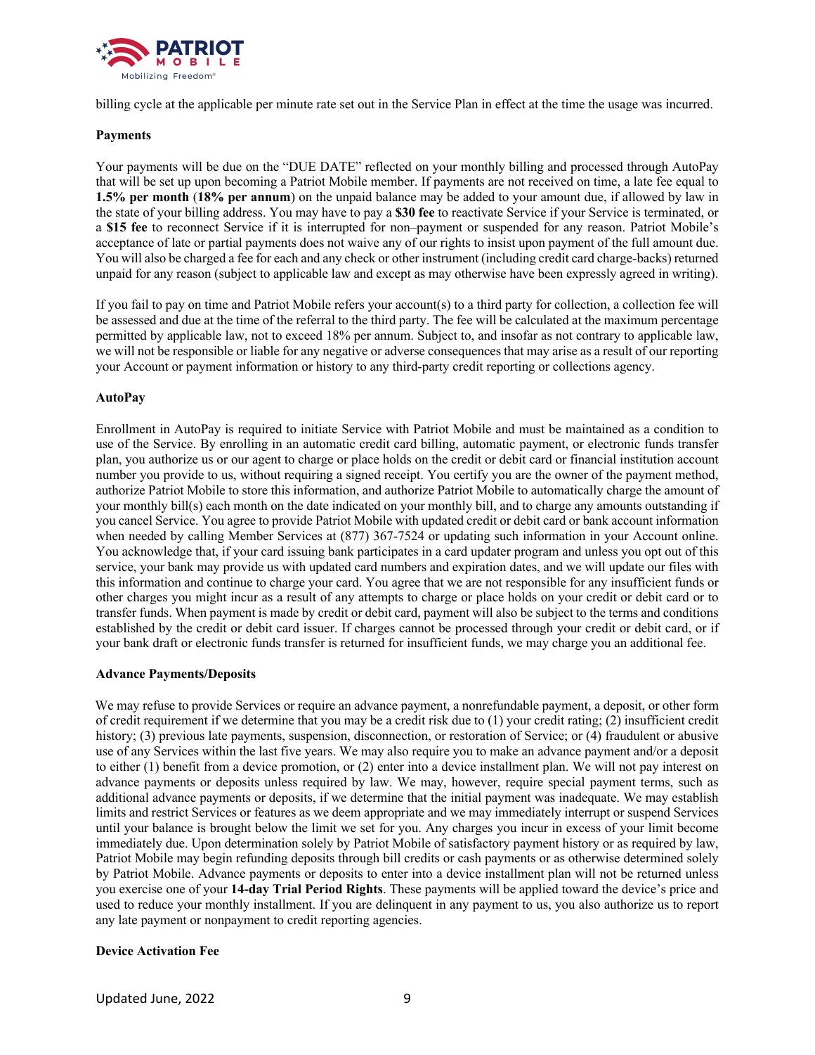billing cycle at the applicable per minute rate set out in the Service Plan in effect at the time the usage was incurred.

**Payments**

Your payments will be due on the "DUE DATE" reflected on your monthly billing and processed through AutoPay that will be set up upon becoming a Patriot Mobile member. If payments are not received on time, a late fee equal to **1.5% per month** (**18% per annum**) on the unpaid balance may be added to your amount due, if allowed by law in the state of your billing address. You may have to pay a **$30 fee** to reactivate Service if your Service is terminated, or a **$15 fee** to reconnect Service if it is interrupted for non–payment or suspended for any reason. Patriot Mobile's acceptance of late or partial payments does not waive any of our rights to insist upon payment of the full amount due. You will also be charged a fee for each and any check or other instrument (including credit card charge-backs) returned unpaid for any reason (subject to applicable law and except as may otherwise have been expressly agreed in writing).

If you fail to pay on time and Patriot Mobile refers your account(s) to a third party for collection, a collection fee will be assessed and due at the time of the referral to the third party. The fee will be calculated at the maximum percentage permitted by applicable law, not to exceed 18% per annum. Subject to, and insofar as not contrary to applicable law, we will not be responsible or liable for any negative or adverse consequences that may arise as a result of our reporting your Account or payment information or history to any third-party credit reporting or collections agency.

**AutoPay**

Enrollment in AutoPay is required to initiate Service with Patriot Mobile and must be maintained as a condition to use of the Service. By enrolling in an automatic credit card billing, automatic payment, or electronic funds transfer plan, you authorize us or our agent to charge or place holds on the credit or debit card or financial institution account number you provide to us, without requiring a signed receipt. You certify you are the owner of the payment method, authorize Patriot Mobile to store this information, and authorize Patriot Mobile to automatically charge the amount of your monthly bill(s) each month on the date indicated on your monthly bill, and to charge any amounts outstanding if you cancel Service. You agree to provide Patriot Mobile with updated credit or debit card or bank account information when needed by calling Member Services at (877) 367-7524 or updating such information in your Account online. You acknowledge that, if your card issuing bank participates in a card updater program and unless you opt out of this service, your bank may provide us with updated card numbers and expiration dates, and we will update our files with this information and continue to charge your card. You agree that we are not responsible for any insufficient funds or other charges you might incur as a result of any attempts to charge or place holds on your credit or debit card or to transfer funds. When payment is made by credit or debit card, payment will also be subject to the terms and conditions established by the credit or debit card issuer. If charges cannot be processed through your credit or debit card, or if your bank draft or electronic funds transfer is returned for insufficient funds, we may charge you an additional fee.

**Advance Payments/Deposits**

We may refuse to provide Services or require an advance payment, a nonrefundable payment, a deposit, or other form of credit requirement if we determine that you may be a credit risk due to (1) your credit rating; (2) insufficient credit history; (3) previous late payments, suspension, disconnection, or restoration of Service; or (4) fraudulent or abusive use of any Services within the last five years. We may also require you to make an advance payment and/or a deposit to either (1) benefit from a device promotion, or (2) enter into a device installment plan. We will not pay interest on advance payments or deposits unless required by law. We may, however, require special payment terms, such as additional advance payments or deposits, if we determine that the initial payment was inadequate. We may establish limits and restrict Services or features as we deem appropriate and we may immediately interrupt or suspend Services until your balance is brought below the limit we set for you. Any charges you incur in excess of your limit become immediately due. Upon determination solely by Patriot Mobile of satisfactory payment history or as required by law, Patriot Mobile may begin refunding deposits through bill credits or cash payments or as otherwise determined solely by Patriot Mobile. Advance payments or deposits to enter into a device installment plan will not be returned unless you exercise one of your **14-day Trial Period Rights**. These payments will be applied toward the device's price and used to reduce your monthly installment. If you are delinquent in any payment to us, you also authorize us to report any late payment or nonpayment to credit reporting agencies.

**Device Activation Fee**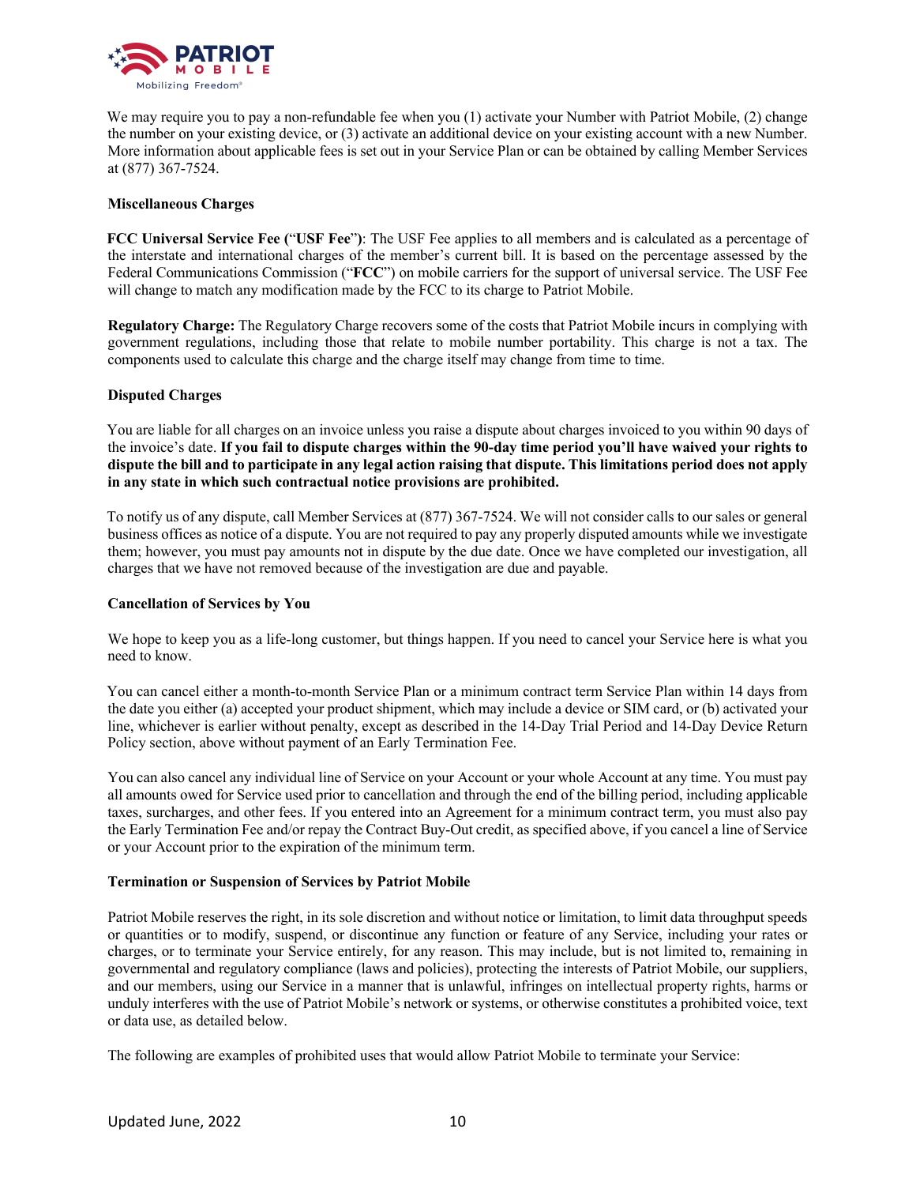We may require you to pay a non-refundable fee when you (1) activate your Number with Patriot Mobile, (2) change the number on your existing device, or (3) activate an additional device on your existing account with a new Number. More information about applicable fees is set out in your Service Plan or can be obtained by calling Member Services at (877) 367-7524.

**Miscellaneous Charges**

**FCC Universal Service Fee (**"**USF Fee**"**)**: The USF Fee applies to all members and is calculated as a percentage of the interstate and international charges of the member's current bill. It is based on the percentage assessed by the Federal Communications Commission ("**FCC**") on mobile carriers for the support of universal service. The USF Fee will change to match any modification made by the FCC to its charge to Patriot Mobile.

**Regulatory Charge:** The Regulatory Charge recovers some of the costs that Patriot Mobile incurs in complying with government regulations, including those that relate to mobile number portability. This charge is not a tax. The components used to calculate this charge and the charge itself may change from time to time.

**Disputed Charges**

You are liable for all charges on an invoice unless you raise a dispute about charges invoiced to you within 90 days of the invoice's date. **If you fail to dispute charges within the 90-day time period you'll have waived your rights to dispute the bill and to participate in any legal action raising that dispute. This limitations period does not apply in any state in which such contractual notice provisions are prohibited.**

To notify us of any dispute, call Member Services at (877) 367-7524. We will not consider calls to our sales or general business offices as notice of a dispute. You are not required to pay any properly disputed amounts while we investigate them; however, you must pay amounts not in dispute by the due date. Once we have completed our investigation, all charges that we have not removed because of the investigation are due and payable.

**Cancellation of Services by You**

We hope to keep you as a life-long customer, but things happen. If you need to cancel your Service here is what you need to know.

You can cancel either a month-to-month Service Plan or a minimum contract term Service Plan within 14 days from the date you either (a) accepted your product shipment, which may include a device or SIM card, or (b) activated your line, whichever is earlier without penalty, except as described in the 14-Day Trial Period and 14-Day Device Return Policy section, above without payment of an Early Termination Fee.

You can also cancel any individual line of Service on your Account or your whole Account at any time. You must pay all amounts owed for Service used prior to cancellation and through the end of the billing period, including applicable taxes, surcharges, and other fees. If you entered into an Agreement for a minimum contract term, you must also pay the Early Termination Fee and/or repay the Contract Buy-Out credit, as specified above, if you cancel a line of Service or your Account prior to the expiration of the minimum term.

**Termination or Suspension of Services by Patriot Mobile**

Patriot Mobile reserves the right, in its sole discretion and without notice or limitation, to limit data throughput speeds or quantities or to modify, suspend, or discontinue any function or feature of any Service, including your rates or charges, or to terminate your Service entirely, for any reason. This may include, but is not limited to, remaining in governmental and regulatory compliance (laws and policies), protecting the interests of Patriot Mobile, our suppliers, and our members, using our Service in a manner that is unlawful, infringes on intellectual property rights, harms or unduly interferes with the use of Patriot Mobile's network or systems, or otherwise constitutes a prohibited voice, text or data use, as detailed below.

The following are examples of prohibited uses that would allow Patriot Mobile to terminate your Service: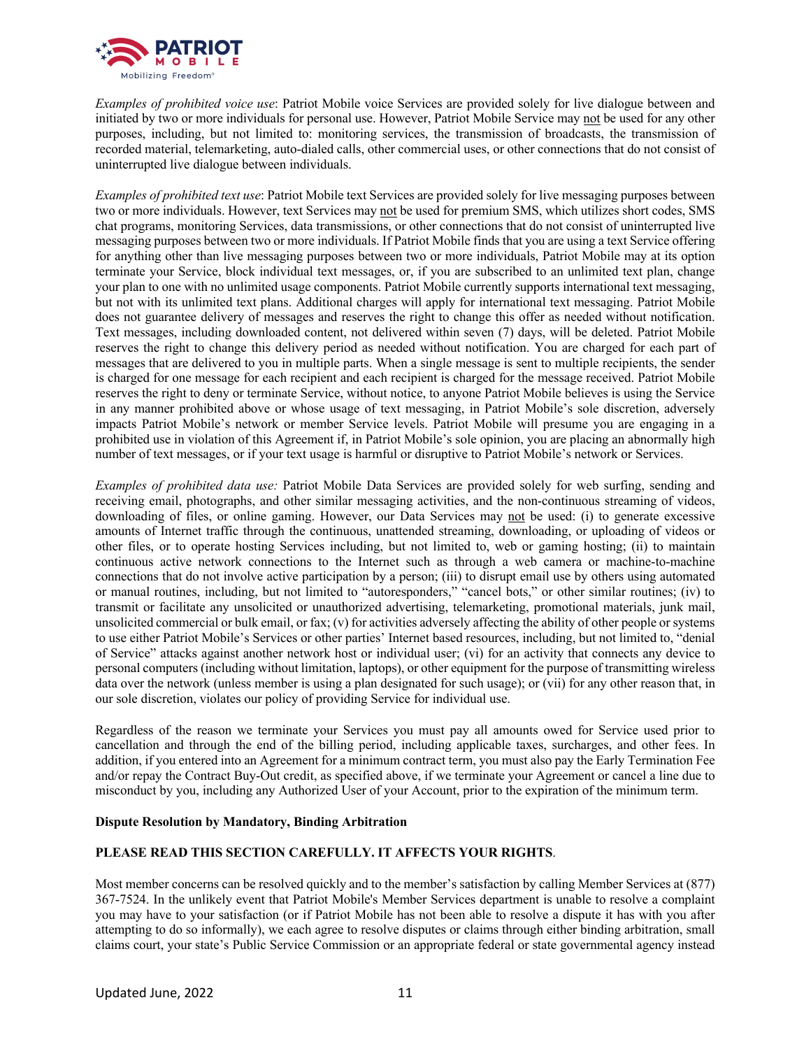*Examples of prohibited voice use*: Patriot Mobile voice Services are provided solely for live dialogue between and initiated by two or more individuals for personal use. However, Patriot Mobile Service may not be used for any other purposes, including, but not limited to: monitoring services, the transmission of broadcasts, the transmission of recorded material, telemarketing, auto-dialed calls, other commercial uses, or other connections that do not consist of uninterrupted live dialogue between individuals.

*Examples of prohibited text use*: Patriot Mobile text Services are provided solely for live messaging purposes between two or more individuals. However, text Services may not be used for premium SMS, which utilizes short codes, SMS chat programs, monitoring Services, data transmissions, or other connections that do not consist of uninterrupted live messaging purposes between two or more individuals. If Patriot Mobile finds that you are using a text Service offering for anything other than live messaging purposes between two or more individuals, Patriot Mobile may at its option terminate your Service, block individual text messages, or, if you are subscribed to an unlimited text plan, change your plan to one with no unlimited usage components. Patriot Mobile currently supports international text messaging, but not with its unlimited text plans. Additional charges will apply for international text messaging. Patriot Mobile does not guarantee delivery of messages and reserves the right to change this offer as needed without notification. Text messages, including downloaded content, not delivered within seven (7) days, will be deleted. Patriot Mobile reserves the right to change this delivery period as needed without notification. You are charged for each part of messages that are delivered to you in multiple parts. When a single message is sent to multiple recipients, the sender is charged for one message for each recipient and each recipient is charged for the message received. Patriot Mobile reserves the right to deny or terminate Service, without notice, to anyone Patriot Mobile believes is using the Service in any manner prohibited above or whose usage of text messaging, in Patriot Mobile's sole discretion, adversely impacts Patriot Mobile's network or member Service levels. Patriot Mobile will presume you are engaging in a prohibited use in violation of this Agreement if, in Patriot Mobile's sole opinion, you are placing an abnormally high number of text messages, or if your text usage is harmful or disruptive to Patriot Mobile's network or Services.

*Examples of prohibited data use:* Patriot Mobile Data Services are provided solely for web surfing, sending and receiving email, photographs, and other similar messaging activities, and the non-continuous streaming of videos, downloading of files, or online gaming. However, our Data Services may not be used: (i) to generate excessive amounts of Internet traffic through the continuous, unattended streaming, downloading, or uploading of videos or other files, or to operate hosting Services including, but not limited to, web or gaming hosting; (ii) to maintain continuous active network connections to the Internet such as through a web camera or machine-to-machine connections that do not involve active participation by a person; (iii) to disrupt email use by others using automated or manual routines, including, but not limited to "autoresponders," "cancel bots," or other similar routines; (iv) to transmit or facilitate any unsolicited or unauthorized advertising, telemarketing, promotional materials, junk mail, unsolicited commercial or bulk email, or fax; (v) for activities adversely affecting the ability of other people or systems to use either Patriot Mobile's Services or other parties' Internet based resources, including, but not limited to, "denial of Service" attacks against another network host or individual user; (vi) for an activity that connects any device to personal computers (including without limitation, laptops), or other equipment for the purpose of transmitting wireless data over the network (unless member is using a plan designated for such usage); or (vii) for any other reason that, in our sole discretion, violates our policy of providing Service for individual use.

Regardless of the reason we terminate your Services you must pay all amounts owed for Service used prior to cancellation and through the end of the billing period, including applicable taxes, surcharges, and other fees. In addition, if you entered into an Agreement for a minimum contract term, you must also pay the Early Termination Fee and/or repay the Contract Buy-Out credit, as specified above, if we terminate your Agreement or cancel a line due to misconduct by you, including any Authorized User of your Account, prior to the expiration of the minimum term.

**Dispute Resolution by Mandatory, Binding Arbitration**

**PLEASE READ THIS SECTION CAREFULLY. IT AFFECTS YOUR RIGHTS**.

Most member concerns can be resolved quickly and to the member's satisfaction by calling Member Services at (877) 367-7524. In the unlikely event that Patriot Mobile's Member Services department is unable to resolve a complaint you may have to your satisfaction (or if Patriot Mobile has not been able to resolve a dispute it has with you after attempting to do so informally), we each agree to resolve disputes or claims through either binding arbitration, small claims court, your state's Public Service Commission or an appropriate federal or state governmental agency instead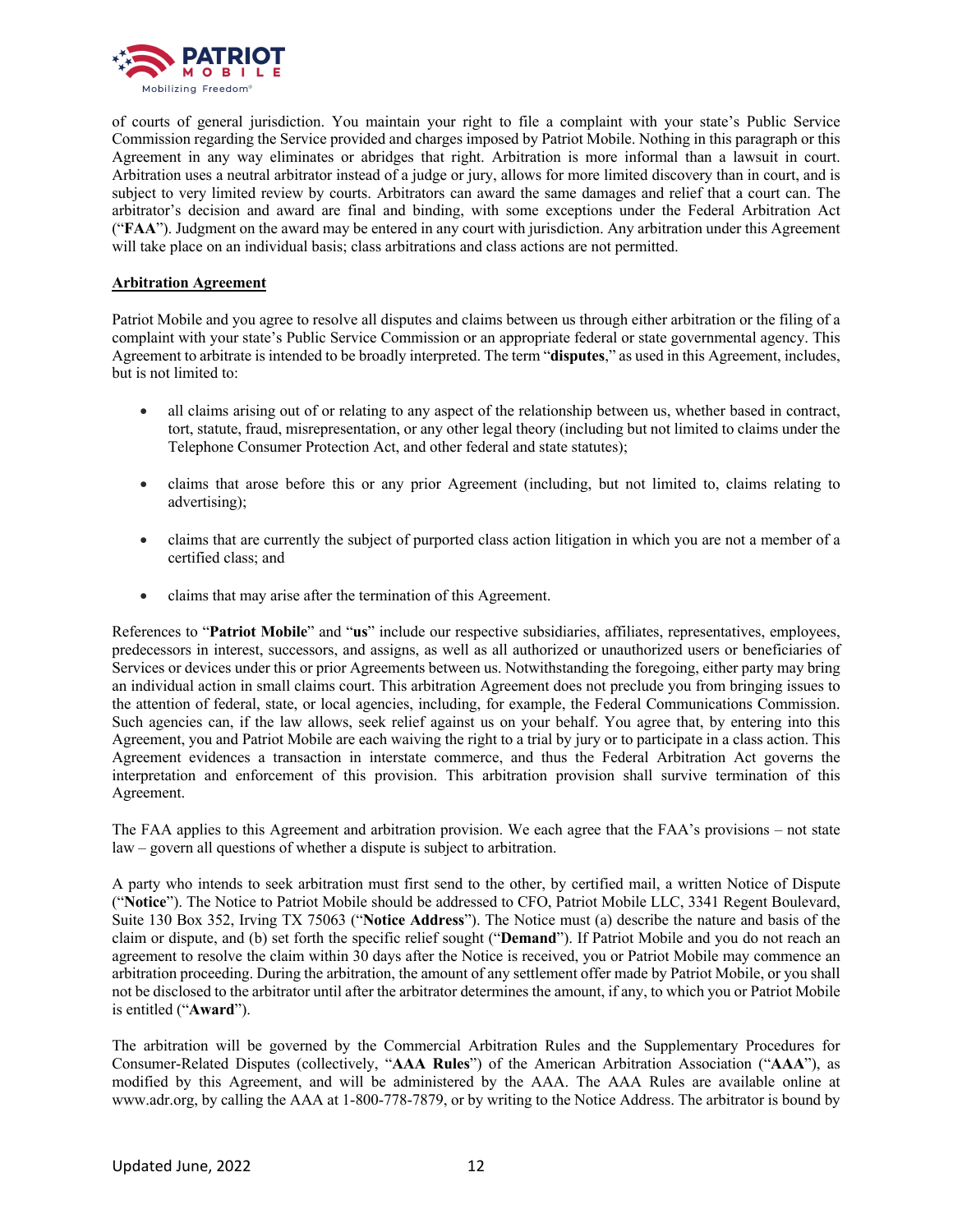of courts of general jurisdiction. You maintain your right to file a complaint with your state's Public Service Commission regarding the Service provided and charges imposed by Patriot Mobile. Nothing in this paragraph or this Agreement in any way eliminates or abridges that right. Arbitration is more informal than a lawsuit in court. Arbitration uses a neutral arbitrator instead of a judge or jury, allows for more limited discovery than in court, and is subject to very limited review by courts. Arbitrators can award the same damages and relief that a court can. The arbitrator's decision and award are final and binding, with some exceptions under the Federal Arbitration Act ("**FAA**"). Judgment on the award may be entered in any court with jurisdiction. Any arbitration under this Agreement will take place on an individual basis; class arbitrations and class actions are not permitted.

**Arbitration Agreement**

Patriot Mobile and you agree to resolve all disputes and claims between us through either arbitration or the filing of a complaint with your state's Public Service Commission or an appropriate federal or state governmental agency. This Agreement to arbitrate is intended to be broadly interpreted. The term "**disputes**," as used in this Agreement, includes, but is not limited to:

- all claims arising out of or relating to any aspect of the relationship between us, whether based in contract, tort, statute, fraud, misrepresentation, or any other legal theory (including but not limited to claims under the Telephone Consumer Protection Act, and other federal and state statutes);
- claims that arose before this or any prior Agreement (including, but not limited to, claims relating to advertising);
- claims that are currently the subject of purported class action litigation in which you are not a member of a certified class; and
- claims that may arise after the termination of this Agreement.

References to "**Patriot Mobile**" and "**us**" include our respective subsidiaries, affiliates, representatives, employees, predecessors in interest, successors, and assigns, as well as all authorized or unauthorized users or beneficiaries of Services or devices under this or prior Agreements between us. Notwithstanding the foregoing, either party may bring an individual action in small claims court. This arbitration Agreement does not preclude you from bringing issues to the attention of federal, state, or local agencies, including, for example, the Federal Communications Commission. Such agencies can, if the law allows, seek relief against us on your behalf. You agree that, by entering into this Agreement, you and Patriot Mobile are each waiving the right to a trial by jury or to participate in a class action. This Agreement evidences a transaction in interstate commerce, and thus the Federal Arbitration Act governs the interpretation and enforcement of this provision. This arbitration provision shall survive termination of this Agreement.

The FAA applies to this Agreement and arbitration provision. We each agree that the FAA's provisions – not state law – govern all questions of whether a dispute is subject to arbitration.

A party who intends to seek arbitration must first send to the other, by certified mail, a written Notice of Dispute ("**Notice**"). The Notice to Patriot Mobile should be addressed to CFO, Patriot Mobile LLC, 3341 Regent Boulevard, Suite 130 Box 352, Irving TX 75063 ("**Notice Address**"). The Notice must (a) describe the nature and basis of the claim or dispute, and (b) set forth the specific relief sought ("**Demand**"). If Patriot Mobile and you do not reach an agreement to resolve the claim within 30 days after the Notice is received, you or Patriot Mobile may commence an arbitration proceeding. During the arbitration, the amount of any settlement offer made by Patriot Mobile, or you shall not be disclosed to the arbitrator until after the arbitrator determines the amount, if any, to which you or Patriot Mobile is entitled ("**Award**").

The arbitration will be governed by the Commercial Arbitration Rules and the Supplementary Procedures for Consumer-Related Disputes (collectively, "**AAA Rules**") of the American Arbitration Association ("**AAA**"), as modified by this Agreement, and will be administered by the AAA. The AAA Rules are available online at www.adr.org, by calling the AAA at 1-800-778-7879, or by writing to the Notice Address. The arbitrator is bound by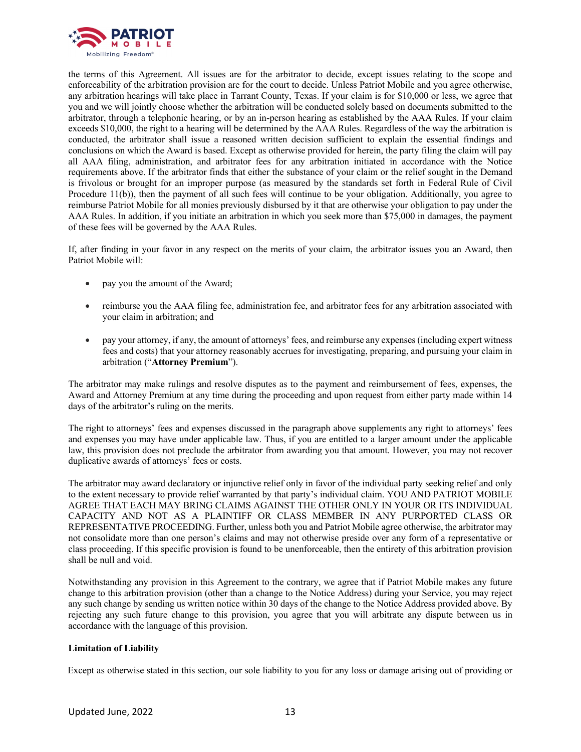the terms of this Agreement. All issues are for the arbitrator to decide, except issues relating to the scope and enforceability of the arbitration provision are for the court to decide. Unless Patriot Mobile and you agree otherwise, any arbitration hearings will take place in Tarrant County, Texas. If your claim is for $10,000 or less, we agree that you and we will jointly choose whether the arbitration will be conducted solely based on documents submitted to the arbitrator, through a telephonic hearing, or by an in-person hearing as established by the AAA Rules. If your claim exceeds $10,000, the right to a hearing will be determined by the AAA Rules. Regardless of the way the arbitration is conducted, the arbitrator shall issue a reasoned written decision sufficient to explain the essential findings and conclusions on which the Award is based. Except as otherwise provided for herein, the party filing the claim will pay all AAA filing, administration, and arbitrator fees for any arbitration initiated in accordance with the Notice requirements above. If the arbitrator finds that either the substance of your claim or the relief sought in the Demand is frivolous or brought for an improper purpose (as measured by the standards set forth in Federal Rule of Civil Procedure 11(b)), then the payment of all such fees will continue to be your obligation. Additionally, you agree to reimburse Patriot Mobile for all monies previously disbursed by it that are otherwise your obligation to pay under the AAA Rules. In addition, if you initiate an arbitration in which you seek more than $75,000 in damages, the payment of these fees will be governed by the AAA Rules.

If, after finding in your favor in any respect on the merits of your claim, the arbitrator issues you an Award, then Patriot Mobile will:

- pay you the amount of the Award;
- reimburse you the AAA filing fee, administration fee, and arbitrator fees for any arbitration associated with your claim in arbitration; and
- pay your attorney, if any, the amount of attorneys' fees, and reimburse any expenses (including expert witness fees and costs) that your attorney reasonably accrues for investigating, preparing, and pursuing your claim in arbitration ("**Attorney Premium**").

The arbitrator may make rulings and resolve disputes as to the payment and reimbursement of fees, expenses, the Award and Attorney Premium at any time during the proceeding and upon request from either party made within 14 days of the arbitrator's ruling on the merits.

The right to attorneys' fees and expenses discussed in the paragraph above supplements any right to attorneys' fees and expenses you may have under applicable law. Thus, if you are entitled to a larger amount under the applicable law, this provision does not preclude the arbitrator from awarding you that amount. However, you may not recover duplicative awards of attorneys' fees or costs.

The arbitrator may award declaratory or injunctive relief only in favor of the individual party seeking relief and only to the extent necessary to provide relief warranted by that party's individual claim. YOU AND PATRIOT MOBILE AGREE THAT EACH MAY BRING CLAIMS AGAINST THE OTHER ONLY IN YOUR OR ITS INDIVIDUAL CAPACITY AND NOT AS A PLAINTIFF OR CLASS MEMBER IN ANY PURPORTED CLASS OR REPRESENTATIVE PROCEEDING. Further, unless both you and Patriot Mobile agree otherwise, the arbitrator may not consolidate more than one person's claims and may not otherwise preside over any form of a representative or class proceeding. If this specific provision is found to be unenforceable, then the entirety of this arbitration provision shall be null and void.

Notwithstanding any provision in this Agreement to the contrary, we agree that if Patriot Mobile makes any future change to this arbitration provision (other than a change to the Notice Address) during your Service, you may reject any such change by sending us written notice within 30 days of the change to the Notice Address provided above. By rejecting any such future change to this provision, you agree that you will arbitrate any dispute between us in accordance with the language of this provision.

**Limitation of Liability**

Except as otherwise stated in this section, our sole liability to you for any loss or damage arising out of providing or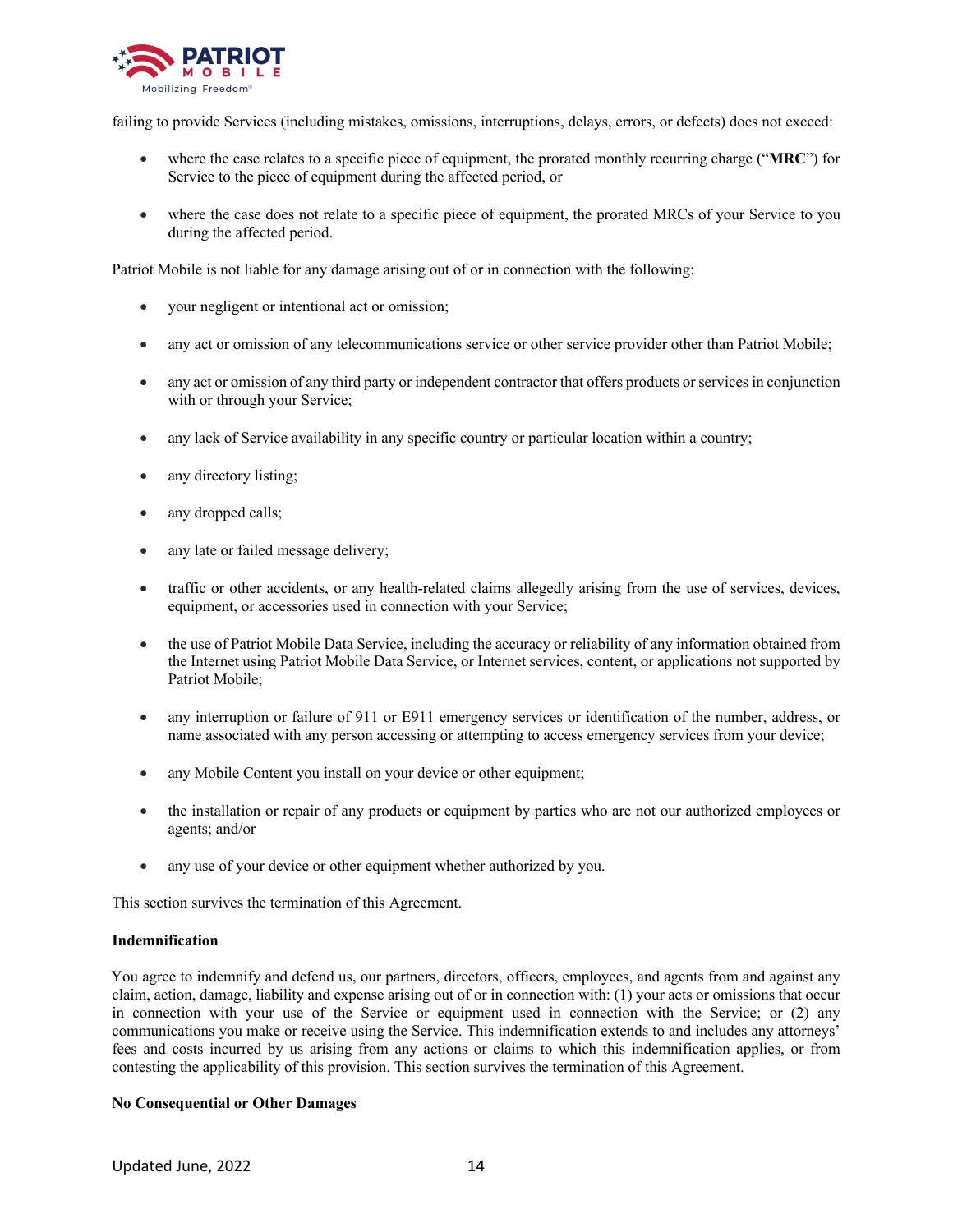failing to provide Services (including mistakes, omissions, interruptions, delays, errors, or defects) does not exceed:

- where the case relates to a specific piece of equipment, the prorated monthly recurring charge ("**MRC**") for Service to the piece of equipment during the affected period, or
- where the case does not relate to a specific piece of equipment, the prorated MRCs of your Service to you during the affected period.

Patriot Mobile is not liable for any damage arising out of or in connection with the following:

- your negligent or intentional act or omission;
- any act or omission of any telecommunications service or other service provider other than Patriot Mobile;
- any act or omission of any third party or independent contractor that offers products or services in conjunction with or through your Service;
- any lack of Service availability in any specific country or particular location within a country;
- any directory listing;
- any dropped calls;
- any late or failed message delivery;
- traffic or other accidents, or any health-related claims allegedly arising from the use of services, devices, equipment, or accessories used in connection with your Service;
- the use of Patriot Mobile Data Service, including the accuracy or reliability of any information obtained from the Internet using Patriot Mobile Data Service, or Internet services, content, or applications not supported by Patriot Mobile;
- any interruption or failure of 911 or E911 emergency services or identification of the number, address, or name associated with any person accessing or attempting to access emergency services from your device;
- any Mobile Content you install on your device or other equipment;
- the installation or repair of any products or equipment by parties who are not our authorized employees or agents; and/or
- any use of your device or other equipment whether authorized by you.

This section survives the termination of this Agreement.

**Indemnification**

You agree to indemnify and defend us, our partners, directors, officers, employees, and agents from and against any claim, action, damage, liability and expense arising out of or in connection with: (1) your acts or omissions that occur in connection with your use of the Service or equipment used in connection with the Service; or (2) any communications you make or receive using the Service. This indemnification extends to and includes any attorneys' fees and costs incurred by us arising from any actions or claims to which this indemnification applies, or from contesting the applicability of this provision. This section survives the termination of this Agreement.

**No Consequential or Other Damages**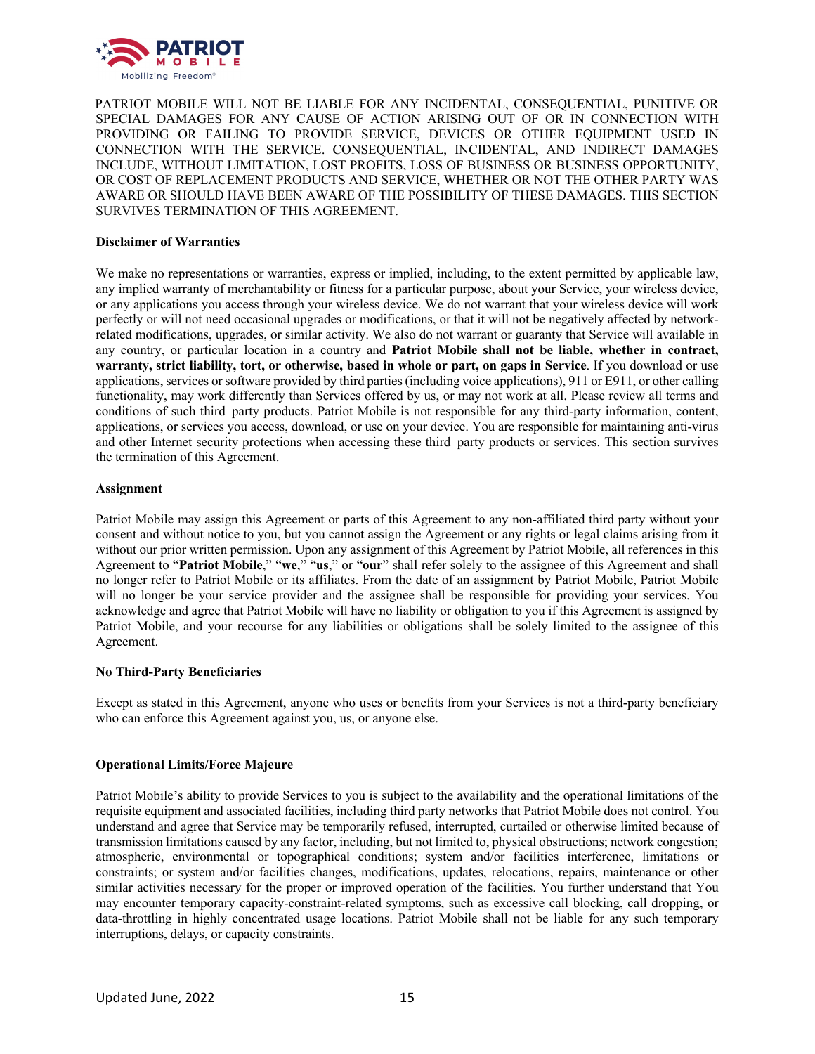PATRIOT MOBILE WILL NOT BE LIABLE FOR ANY INCIDENTAL, CONSEQUENTIAL, PUNITIVE OR SPECIAL DAMAGES FOR ANY CAUSE OF ACTION ARISING OUT OF OR IN CONNECTION WITH PROVIDING OR FAILING TO PROVIDE SERVICE, DEVICES OR OTHER EQUIPMENT USED IN CONNECTION WITH THE SERVICE. CONSEQUENTIAL, INCIDENTAL, AND INDIRECT DAMAGES INCLUDE, WITHOUT LIMITATION, LOST PROFITS, LOSS OF BUSINESS OR BUSINESS OPPORTUNITY, OR COST OF REPLACEMENT PRODUCTS AND SERVICE, WHETHER OR NOT THE OTHER PARTY WAS AWARE OR SHOULD HAVE BEEN AWARE OF THE POSSIBILITY OF THESE DAMAGES. THIS SECTION SURVIVES TERMINATION OF THIS AGREEMENT.

**Disclaimer of Warranties**

We make no representations or warranties, express or implied, including, to the extent permitted by applicable law, any implied warranty of merchantability or fitness for a particular purpose, about your Service, your wireless device, or any applications you access through your wireless device. We do not warrant that your wireless device will work perfectly or will not need occasional upgrades or modifications, or that it will not be negatively affected by network-related modifications, upgrades, or similar activity. We also do not warrant or guaranty that Service will available in any country, or particular location in a country and **Patriot Mobile shall not be liable, whether in contract, warranty, strict liability, tort, or otherwise, based in whole or part, on gaps in Service**. If you download or use applications, services or software provided by third parties (including voice applications), 911 or E911, or other calling functionality, may work differently than Services offered by us, or may not work at all. Please review all terms and conditions of such third–party products. Patriot Mobile is not responsible for any third-party information, content, applications, or services you access, download, or use on your device. You are responsible for maintaining anti-virus and other Internet security protections when accessing these third–party products or services. This section survives the termination of this Agreement.

**Assignment**

Patriot Mobile may assign this Agreement or parts of this Agreement to any non-affiliated third party without your consent and without notice to you, but you cannot assign the Agreement or any rights or legal claims arising from it without our prior written permission. Upon any assignment of this Agreement by Patriot Mobile, all references in this Agreement to "**Patriot Mobile**," "**we**," "**us**," or "**our**" shall refer solely to the assignee of this Agreement and shall no longer refer to Patriot Mobile or its affiliates. From the date of an assignment by Patriot Mobile, Patriot Mobile will no longer be your service provider and the assignee shall be responsible for providing your services. You acknowledge and agree that Patriot Mobile will have no liability or obligation to you if this Agreement is assigned by Patriot Mobile, and your recourse for any liabilities or obligations shall be solely limited to the assignee of this Agreement.

**No Third-Party Beneficiaries**

Except as stated in this Agreement, anyone who uses or benefits from your Services is not a third-party beneficiary who can enforce this Agreement against you, us, or anyone else.

**Operational Limits/Force Majeure**

Patriot Mobile's ability to provide Services to you is subject to the availability and the operational limitations of the requisite equipment and associated facilities, including third party networks that Patriot Mobile does not control. You understand and agree that Service may be temporarily refused, interrupted, curtailed or otherwise limited because of transmission limitations caused by any factor, including, but not limited to, physical obstructions; network congestion; atmospheric, environmental or topographical conditions; system and/or facilities interference, limitations or constraints; or system and/or facilities changes, modifications, updates, relocations, repairs, maintenance or other similar activities necessary for the proper or improved operation of the facilities. You further understand that You may encounter temporary capacity-constraint-related symptoms, such as excessive call blocking, call dropping, or data-throttling in highly concentrated usage locations. Patriot Mobile shall not be liable for any such temporary interruptions, delays, or capacity constraints.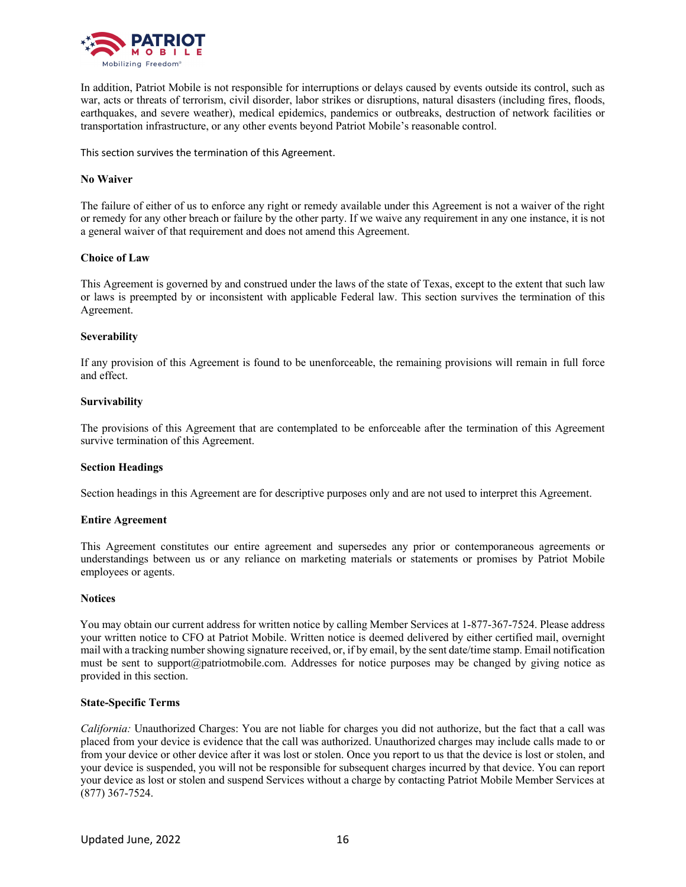In addition, Patriot Mobile is not responsible for interruptions or delays caused by events outside its control, such as war, acts or threats of terrorism, civil disorder, labor strikes or disruptions, natural disasters (including fires, floods, earthquakes, and severe weather), medical epidemics, pandemics or outbreaks, destruction of network facilities or transportation infrastructure, or any other events beyond Patriot Mobile's reasonable control.

This section survives the termination of this Agreement.

**No Waiver**

The failure of either of us to enforce any right or remedy available under this Agreement is not a waiver of the right or remedy for any other breach or failure by the other party. If we waive any requirement in any one instance, it is not a general waiver of that requirement and does not amend this Agreement.

**Choice of Law**

This Agreement is governed by and construed under the laws of the state of Texas, except to the extent that such law or laws is preempted by or inconsistent with applicable Federal law. This section survives the termination of this Agreement.

**Severability**

If any provision of this Agreement is found to be unenforceable, the remaining provisions will remain in full force and effect.

**Survivability**

The provisions of this Agreement that are contemplated to be enforceable after the termination of this Agreement survive termination of this Agreement.

**Section Headings**

Section headings in this Agreement are for descriptive purposes only and are not used to interpret this Agreement.

**Entire Agreement**

This Agreement constitutes our entire agreement and supersedes any prior or contemporaneous agreements or understandings between us or any reliance on marketing materials or statements or promises by Patriot Mobile employees or agents.

**Notices**

You may obtain our current address for written notice by calling Member Services at 1-877-367-7524. Please address your written notice to CFO at Patriot Mobile. Written notice is deemed delivered by either certified mail, overnight mail with a tracking number showing signature received, or, if by email, by the sent date/time stamp. Email notification must be sent to support@patriotmobile.com. Addresses for notice purposes may be changed by giving notice as provided in this section.

**State-Specific Terms**

*California:* Unauthorized Charges: You are not liable for charges you did not authorize, but the fact that a call was placed from your device is evidence that the call was authorized. Unauthorized charges may include calls made to or from your device or other device after it was lost or stolen. Once you report to us that the device is lost or stolen, and your device is suspended, you will not be responsible for subsequent charges incurred by that device. You can report your device as lost or stolen and suspend Services without a charge by contacting Patriot Mobile Member Services at (877) 367-7524.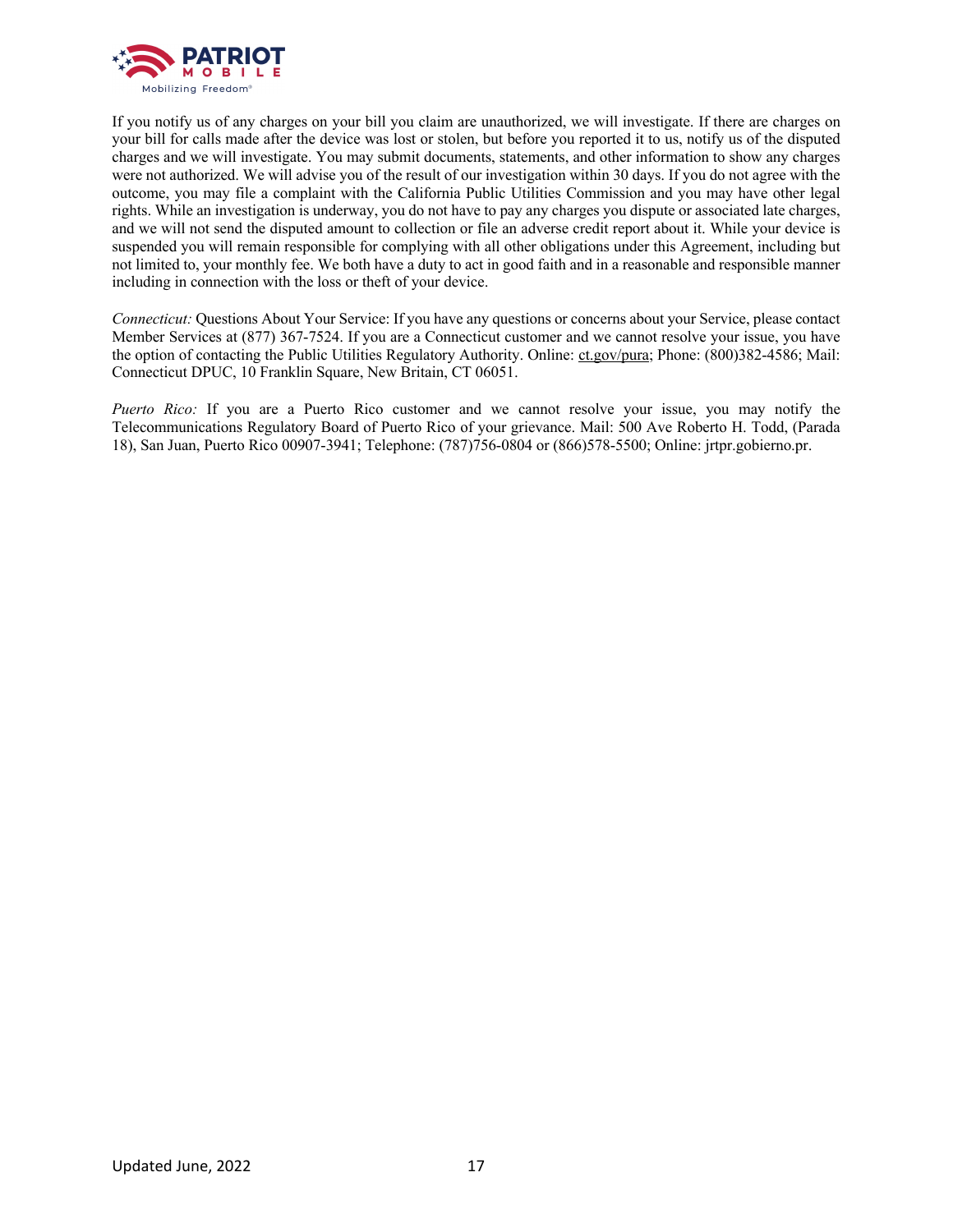If you notify us of any charges on your bill you claim are unauthorized, we will investigate. If there are charges on your bill for calls made after the device was lost or stolen, but before you reported it to us, notify us of the disputed charges and we will investigate. You may submit documents, statements, and other information to show any charges were not authorized. We will advise you of the result of our investigation within 30 days. If you do not agree with the outcome, you may file a complaint with the California Public Utilities Commission and you may have other legal rights. While an investigation is underway, you do not have to pay any charges you dispute or associated late charges, and we will not send the disputed amount to collection or file an adverse credit report about it. While your device is suspended you will remain responsible for complying with all other obligations under this Agreement, including but not limited to, your monthly fee. We both have a duty to act in good faith and in a reasonable and responsible manner including in connection with the loss or theft of your device.

*Connecticut:* Questions About Your Service: If you have any questions or concerns about your Service, please contact Member Services at (877) 367-7524. If you are a Connecticut customer and we cannot resolve your issue, you have the option of contacting the Public Utilities Regulatory Authority. Online: ct.gov/pura; Phone: (800)382-4586; Mail: Connecticut DPUC, 10 Franklin Square, New Britain, CT 06051.

*Puerto Rico:* If you are a Puerto Rico customer and we cannot resolve your issue, you may notify the Telecommunications Regulatory Board of Puerto Rico of your grievance. Mail: 500 Ave Roberto H. Todd, (Parada 18), San Juan, Puerto Rico 00907-3941; Telephone: (787)756-0804 or (866)578-5500; Online: jrtpr.gobierno.pr.